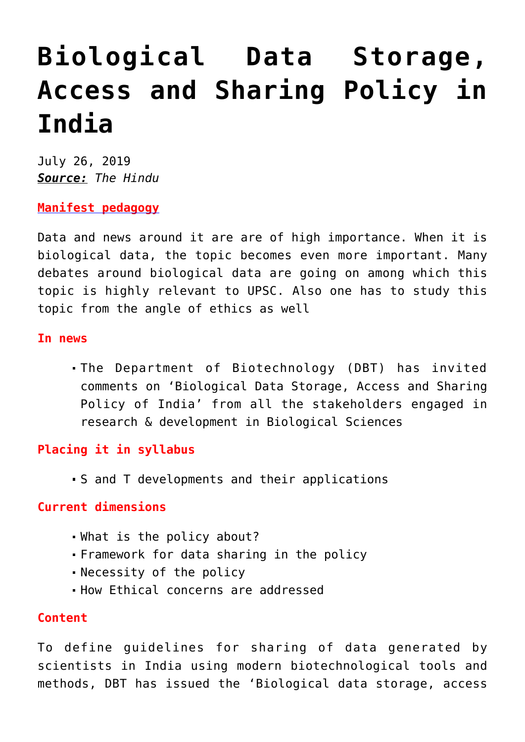# Biological Data Storage, Access and Sharing Policy in India

July 26, 2019
***Source:*** *The Hindu*

**Manifest pedagogy**

Data and news around it are are of high importance. When it is biological data, the topic becomes even more important. Many debates around biological data are going on among which this topic is highly relevant to UPSC. Also one has to study this topic from the angle of ethics as well

**In news**

- The Department of Biotechnology (DBT) has invited comments on 'Biological Data Storage, Access and Sharing Policy of India' from all the stakeholders engaged in research & development in Biological Sciences

**Placing it in syllabus**

- S and T developments and their applications

**Current dimensions**

- What is the policy about?
- Framework for data sharing in the policy
- Necessity of the policy
- How Ethical concerns are addressed

**Content**

To define guidelines for sharing of data generated by scientists in India using modern biotechnological tools and methods, DBT has issued the 'Biological data storage, access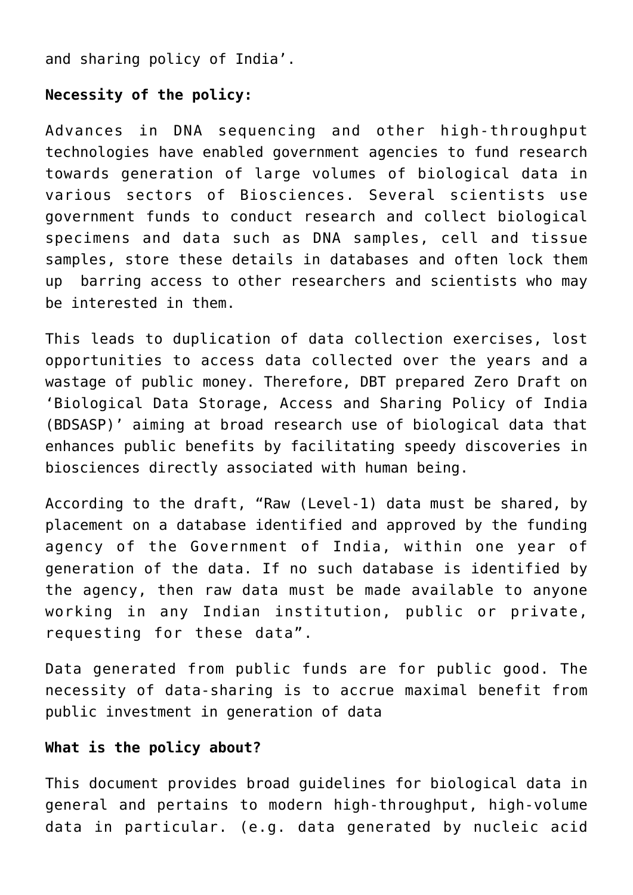and sharing policy of India'.

**Necessity of the policy:**

Advances in DNA sequencing and other high-throughput technologies have enabled government agencies to fund research towards generation of large volumes of biological data in various sectors of Biosciences. Several scientists use government funds to conduct research and collect biological specimens and data such as DNA samples, cell and tissue samples, store these details in databases and often lock them up barring access to other researchers and scientists who may be interested in them.

This leads to duplication of data collection exercises, lost opportunities to access data collected over the years and a wastage of public money. Therefore, DBT prepared Zero Draft on 'Biological Data Storage, Access and Sharing Policy of India (BDSASP)' aiming at broad research use of biological data that enhances public benefits by facilitating speedy discoveries in biosciences directly associated with human being.

According to the draft, "Raw (Level-1) data must be shared, by placement on a database identified and approved by the funding agency of the Government of India, within one year of generation of the data. If no such database is identified by the agency, then raw data must be made available to anyone working in any Indian institution, public or private, requesting for these data".

Data generated from public funds are for public good. The necessity of data-sharing is to accrue maximal benefit from public investment in generation of data

**What is the policy about?**

This document provides broad guidelines for biological data in general and pertains to modern high-throughput, high-volume data in particular. (e.g. data generated by nucleic acid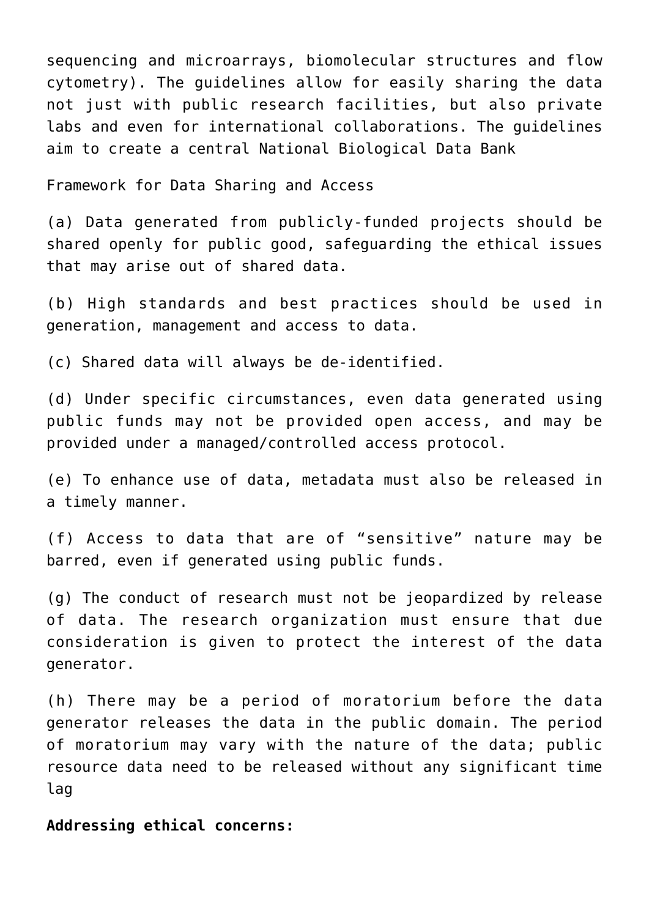sequencing and microarrays, biomolecular structures and flow cytometry). The guidelines allow for easily sharing the data not just with public research facilities, but also private labs and even for international collaborations. The guidelines aim to create a central National Biological Data Bank

Framework for Data Sharing and Access

(a) Data generated from publicly-funded projects should be shared openly for public good, safeguarding the ethical issues that may arise out of shared data.

(b) High standards and best practices should be used in generation, management and access to data.

(c) Shared data will always be de-identified.

(d) Under specific circumstances, even data generated using public funds may not be provided open access, and may be provided under a managed/controlled access protocol.

(e) To enhance use of data, metadata must also be released in a timely manner.

(f) Access to data that are of "sensitive" nature may be barred, even if generated using public funds.

(g) The conduct of research must not be jeopardized by release of data. The research organization must ensure that due consideration is given to protect the interest of the data generator.

(h) There may be a period of moratorium before the data generator releases the data in the public domain. The period of moratorium may vary with the nature of the data; public resource data need to be released without any significant time lag

**Addressing ethical concerns:**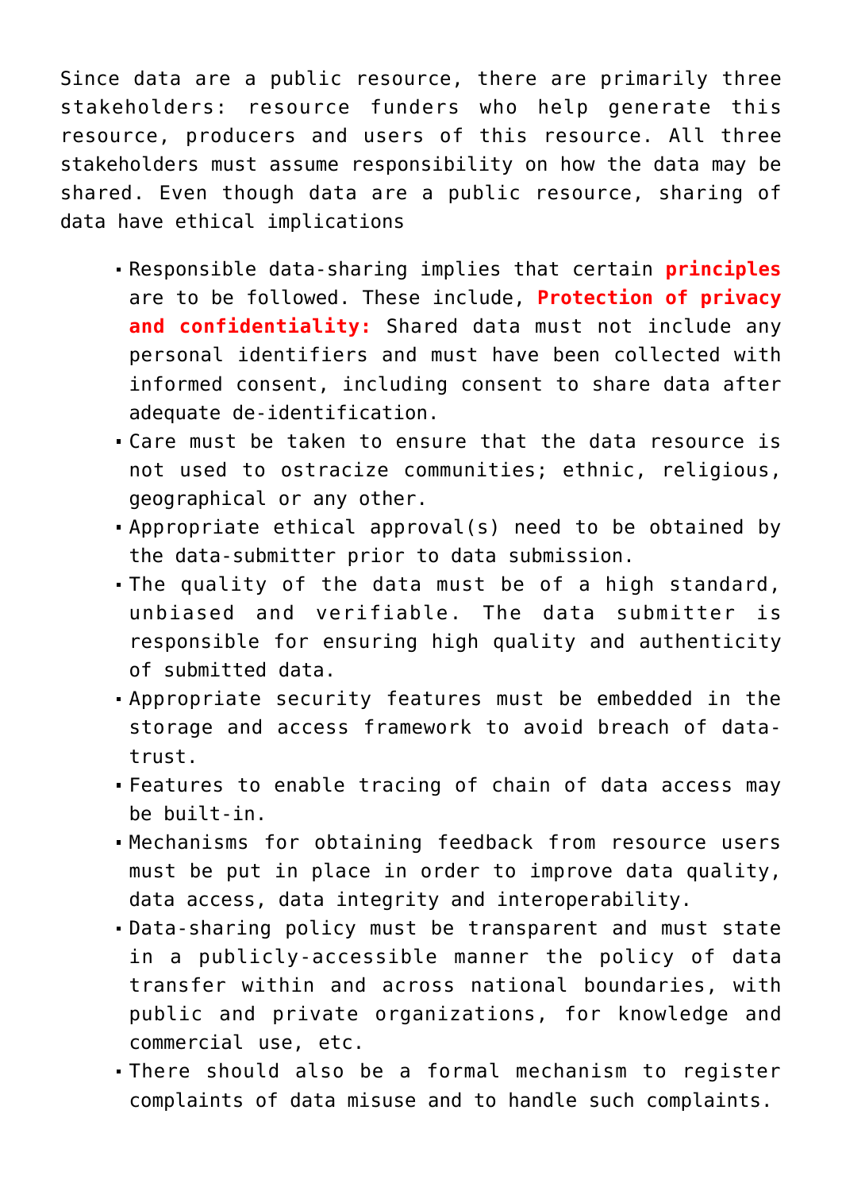Since data are a public resource, there are primarily three stakeholders: resource funders who help generate this resource, producers and users of this resource. All three stakeholders must assume responsibility on how the data may be shared. Even though data are a public resource, sharing of data have ethical implications

- Responsible data-sharing implies that certain **principles** are to be followed. These include, **Protection of privacy and confidentiality:** Shared data must not include any personal identifiers and must have been collected with informed consent, including consent to share data after adequate de-identification.
- Care must be taken to ensure that the data resource is not used to ostracize communities; ethnic, religious, geographical or any other.
- Appropriate ethical approval(s) need to be obtained by the data-submitter prior to data submission.
- The quality of the data must be of a high standard, unbiased and verifiable. The data submitter is responsible for ensuring high quality and authenticity of submitted data.
- Appropriate security features must be embedded in the storage and access framework to avoid breach of data-trust.
- Features to enable tracing of chain of data access may be built-in.
- Mechanisms for obtaining feedback from resource users must be put in place in order to improve data quality, data access, data integrity and interoperability.
- Data-sharing policy must be transparent and must state in a publicly-accessible manner the policy of data transfer within and across national boundaries, with public and private organizations, for knowledge and commercial use, etc.
- There should also be a formal mechanism to register complaints of data misuse and to handle such complaints.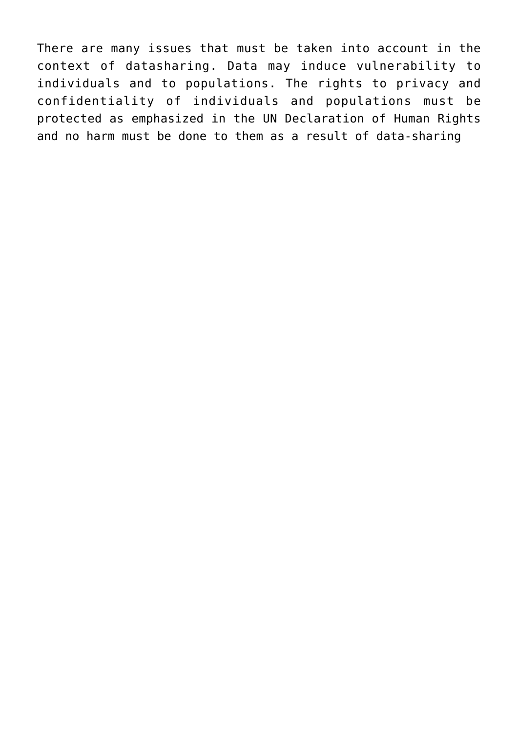There are many issues that must be taken into account in the context of datasharing. Data may induce vulnerability to individuals and to populations. The rights to privacy and confidentiality of individuals and populations must be protected as emphasized in the UN Declaration of Human Rights and no harm must be done to them as a result of data-sharing